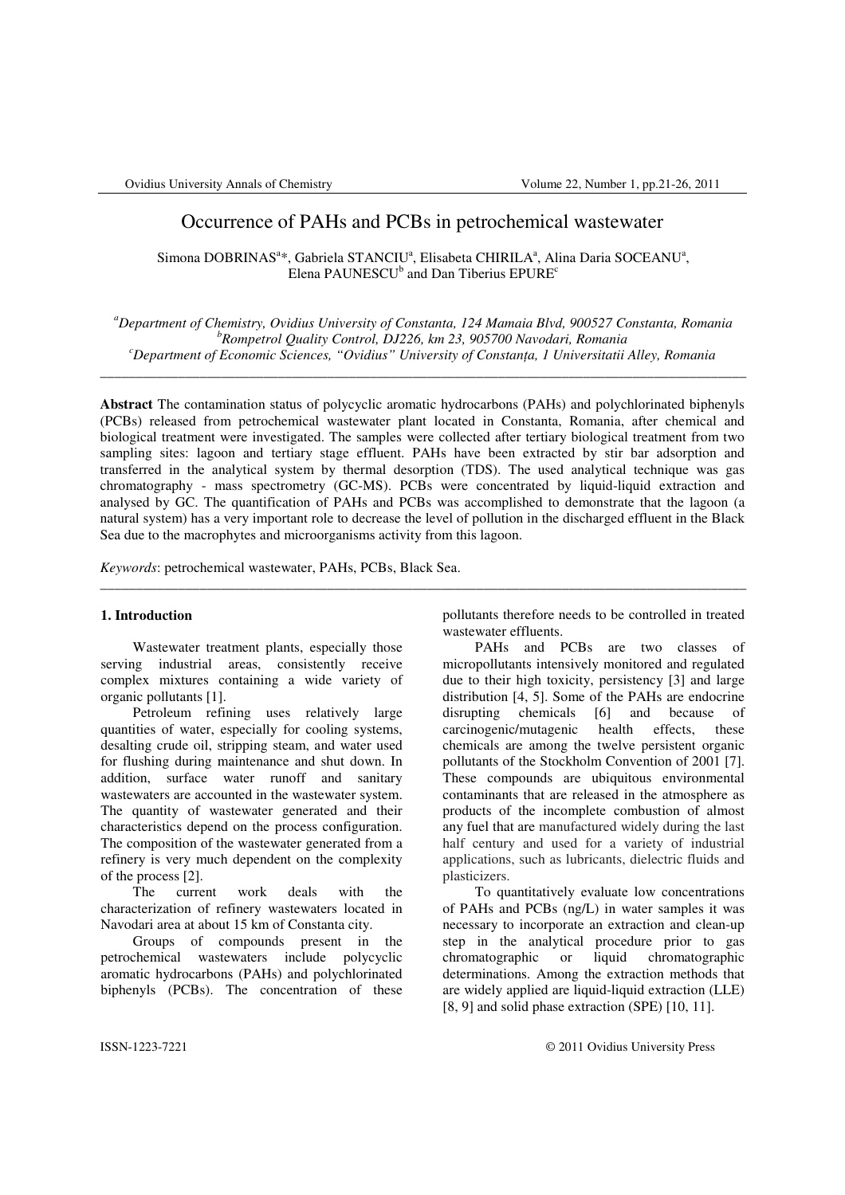# Occurrence of PAHs and PCBs in petrochemical wastewater

Simona DOBRINAS[a]*, Gabriela STANCIU[a], Elisabeta CHIRILA[a], Alina Daria SOCEANU[a], Elena PAUNESCU[b] and Dan Tiberius EPURE[c]

[a]*Department of Chemistry, Ovidius University of Constanta, 124 Mamaia Blvd, 900527 Constanta, Romania*
[b]*Rompetrol Quality Control, DJ226, km 23, 905700 Navodari, Romania*
[c]*Department of Economic Sciences, "Ovidius" University of Constanța, 1 Universitatii Alley, Romania*

---

**Abstract** The contamination status of polycyclic aromatic hydrocarbons (PAHs) and polychlorinated biphenyls (PCBs) released from petrochemical wastewater plant located in Constanta, Romania, after chemical and biological treatment were investigated. The samples were collected after tertiary biological treatment from two sampling sites: lagoon and tertiary stage effluent. PAHs have been extracted by stir bar adsorption and transferred in the analytical system by thermal desorption (TDS). The used analytical technique was gas chromatography - mass spectrometry (GC-MS). PCBs were concentrated by liquid-liquid extraction and analysed by GC. The quantification of PAHs and PCBs was accomplished to demonstrate that the lagoon (a natural system) has a very important role to decrease the level of pollution in the discharged effluent in the Black Sea due to the macrophytes and microorganisms activity from this lagoon.

*Keywords*: petrochemical wastewater, PAHs, PCBs, Black Sea.

---

## 1. Introduction

Wastewater treatment plants, especially those serving industrial areas, consistently receive complex mixtures containing a wide variety of organic pollutants [1].

Petroleum refining uses relatively large quantities of water, especially for cooling systems, desalting crude oil, stripping steam, and water used for flushing during maintenance and shut down. In addition, surface water runoff and sanitary wastewaters are accounted in the wastewater system. The quantity of wastewater generated and their characteristics depend on the process configuration. The composition of the wastewater generated from a refinery is very much dependent on the complexity of the process [2].

The current work deals with the characterization of refinery wastewaters located in Navodari area at about 15 km of Constanta city.

Groups of compounds present in the petrochemical wastewaters include polycyclic aromatic hydrocarbons (PAHs) and polychlorinated biphenyls (PCBs). The concentration of these pollutants therefore needs to be controlled in treated wastewater effluents.

PAHs and PCBs are two classes of micropollutants intensively monitored and regulated due to their high toxicity, persistency [3] and large distribution [4, 5]. Some of the PAHs are endocrine disrupting chemicals [6] and because of carcinogenic/mutagenic health effects, these chemicals are among the twelve persistent organic pollutants of the Stockholm Convention of 2001 [7]. These compounds are ubiquitous environmental contaminants that are released in the atmosphere as products of the incomplete combustion of almost any fuel that are manufactured widely during the last half century and used for a variety of industrial applications, such as lubricants, dielectric fluids and plasticizers.

To quantitatively evaluate low concentrations of PAHs and PCBs (ng/L) in water samples it was necessary to incorporate an extraction and clean-up step in the analytical procedure prior to gas chromatographic or liquid chromatographic determinations. Among the extraction methods that are widely applied are liquid-liquid extraction (LLE) [8, 9] and solid phase extraction (SPE) [10, 11].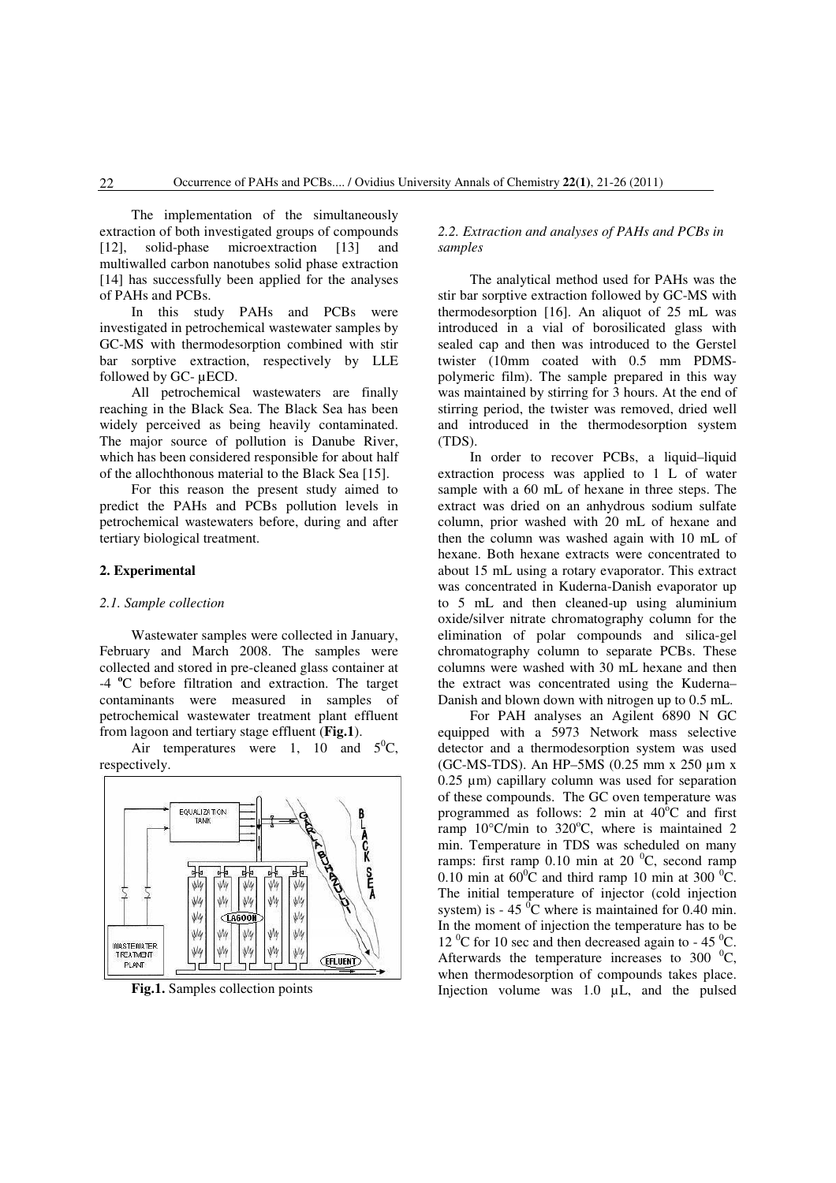The implementation of the simultaneously extraction of both investigated groups of compounds [12], solid-phase microextraction [13] and multiwalled carbon nanotubes solid phase extraction [14] has successfully been applied for the analyses of PAHs and PCBs.

In this study PAHs and PCBs were investigated in petrochemical wastewater samples by GC-MS with thermodesorption combined with stir bar sorptive extraction, respectively by LLE followed by GC- μECD.

All petrochemical wastewaters are finally reaching in the Black Sea. The Black Sea has been widely perceived as being heavily contaminated. The major source of pollution is Danube River, which has been considered responsible for about half of the allochthonous material to the Black Sea [15].

For this reason the present study aimed to predict the PAHs and PCBs pollution levels in petrochemical wastewaters before, during and after tertiary biological treatment.

## 2. Experimental

### *2.1. Sample collection*

Wastewater samples were collected in January, February and March 2008. The samples were collected and stored in pre-cleaned glass container at -4 ºC before filtration and extraction. The target contaminants were measured in samples of petrochemical wastewater treatment plant effluent from lagoon and tertiary stage effluent (**Fig.1**).

Air temperatures were 1, 10 and 5$^0$C, respectively.

**Fig.1.** Samples collection points

### *2.2. Extraction and analyses of PAHs and PCBs in samples*

The analytical method used for PAHs was the stir bar sorptive extraction followed by GC-MS with thermodesorption [16]. An aliquot of 25 mL was introduced in a vial of borosilicated glass with sealed cap and then was introduced to the Gerstel twister (10mm coated with 0.5 mm PDMS-polymeric film). The sample prepared in this way was maintained by stirring for 3 hours. At the end of stirring period, the twister was removed, dried well and introduced in the thermodesorption system (TDS).

In order to recover PCBs, a liquid–liquid extraction process was applied to 1 L of water sample with a 60 mL of hexane in three steps. The extract was dried on an anhydrous sodium sulfate column, prior washed with 20 mL of hexane and then the column was washed again with 10 mL of hexane. Both hexane extracts were concentrated to about 15 mL using a rotary evaporator. This extract was concentrated in Kuderna-Danish evaporator up to 5 mL and then cleaned-up using aluminium oxide/silver nitrate chromatography column for the elimination of polar compounds and silica-gel chromatography column to separate PCBs. These columns were washed with 30 mL hexane and then the extract was concentrated using the Kuderna–Danish and blown down with nitrogen up to 0.5 mL.

For PAH analyses an Agilent 6890 N GC equipped with a 5973 Network mass selective detector and a thermodesorption system was used (GC-MS-TDS). An HP–5MS (0.25 mm x 250 µm x 0.25 µm) capillary column was used for separation of these compounds. The GC oven temperature was programmed as follows: 2 min at 40$^o$C and first ramp 10°C/min to 320$^o$C, where is maintained 2 min. Temperature in TDS was scheduled on many ramps: first ramp 0.10 min at 20 $^0$C, second ramp 0.10 min at 60$^0$C and third ramp 10 min at 300 $^0$C. The initial temperature of injector (cold injection system) is - 45 $^0$C where is maintained for 0.40 min. In the moment of injection the temperature has to be 12 $^0$C for 10 sec and then decreased again to - 45 $^0$C. Afterwards the temperature increases to 300 $^0$C, when thermodesorption of compounds takes place. Injection volume was 1.0 µL, and the pulsed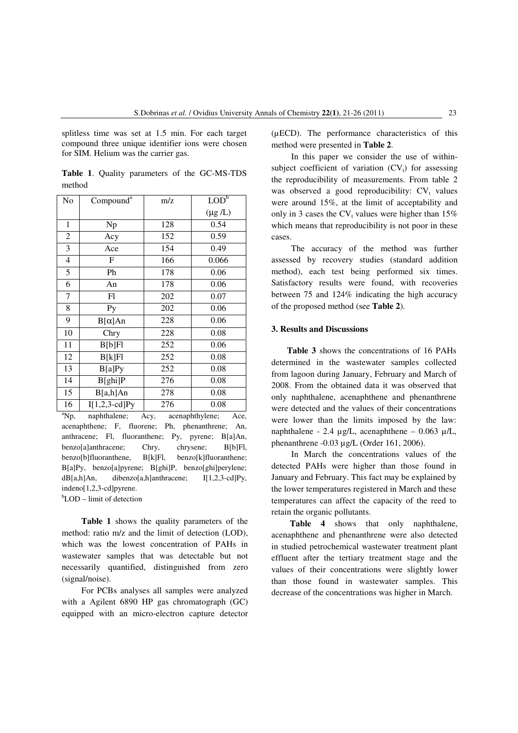splitless time was set at 1.5 min. For each target compound three unique identifier ions were chosen for SIM. Helium was the carrier gas.

**Table 1**. Quality parameters of the GC-MS-TDS method

| No | Compound[a] | m/z | LOD[b] (μg /L) |
|---|---|---|---|
| 1 | Np | 128 | 0.54 |
| 2 | Acy | 152 | 0.59 |
| 3 | Ace | 154 | 0.49 |
| 4 | F | 166 | 0.066 |
| 5 | Ph | 178 | 0.06 |
| 6 | An | 178 | 0.06 |
| 7 | Fl | 202 | 0.07 |
| 8 | Py | 202 | 0.06 |
| 9 | B[α]An | 228 | 0.06 |
| 10 | Chry | 228 | 0.08 |
| 11 | B[b]Fl | 252 | 0.06 |
| 12 | B[k]Fl | 252 | 0.08 |
| 13 | B[a]Py | 252 | 0.08 |
| 14 | B[ghi]P | 276 | 0.08 |
| 15 | B[a,h]An | 278 | 0.08 |
| 16 | I[1,2,3-cd]Py | 276 | 0.08 |

[a]Np, naphthalene; Acy, acenaphthylene; Ace, acenaphthene; F, fluorene; Ph, phenanthrene; An, anthracene; Fl, fluoranthene; Py, pyrene; B[a]An, benzo[a]anthracene; Chry, chrysene; B[b]Fl, benzo[b]fluoranthene, B[k]Fl, benzo[k]fluoranthene; B[a]Py, benzo[a]pyrene; B[ghi]P, benzo[ghi]perylene; dB[a,h]An, dibenzo[a,h]anthracene; I[1,2,3-cd]Py, indeno[1,2,3-cd]pyrene.

[b]LOD – limit of detection

**Table 1** shows the quality parameters of the method: ratio m/z and the limit of detection (LOD), which was the lowest concentration of PAHs in wastewater samples that was detectable but not necessarily quantified, distinguished from zero (signal/noise).

For PCBs analyses all samples were analyzed with a Agilent 6890 HP gas chromatograph (GC) equipped with an micro-electron capture detector (μECD). The performance characteristics of this method were presented in **Table 2**.

In this paper we consider the use of within-subject coefficient of variation ($CV_t$) for assessing the reproducibility of measurements. From table 2 was observed a good reproducibility: $CV_t$ values were around 15%, at the limit of acceptability and only in 3 cases the $CV_t$ values were higher than 15% which means that reproducibility is not poor in these cases.

The accuracy of the method was further assessed by recovery studies (standard addition method), each test being performed six times. Satisfactory results were found, with recoveries between 75 and 124% indicating the high accuracy of the proposed method (see **Table 2**).

### 3. Results and Discussions

**Table 3** shows the concentrations of 16 PAHs determined in the wastewater samples collected from lagoon during January, February and March of 2008. From the obtained data it was observed that only naphthalene, acenaphthene and phenanthrene were detected and the values of their concentrations were lower than the limits imposed by the law: naphthalene - 2.4 μg/L, acenaphthene – 0.063 μ/L, phenanthrene -0.03 μg/L (Order 161, 2006).

In March the concentrations values of the detected PAHs were higher than those found in January and February. This fact may be explained by the lower temperatures registered in March and these temperatures can affect the capacity of the reed to retain the organic pollutants.

**Table 4** shows that only naphthalene, acenaphthene and phenanthrene were also detected in studied petrochemical wastewater treatment plant effluent after the tertiary treatment stage and the values of their concentrations were slightly lower than those found in wastewater samples. This decrease of the concentrations was higher in March.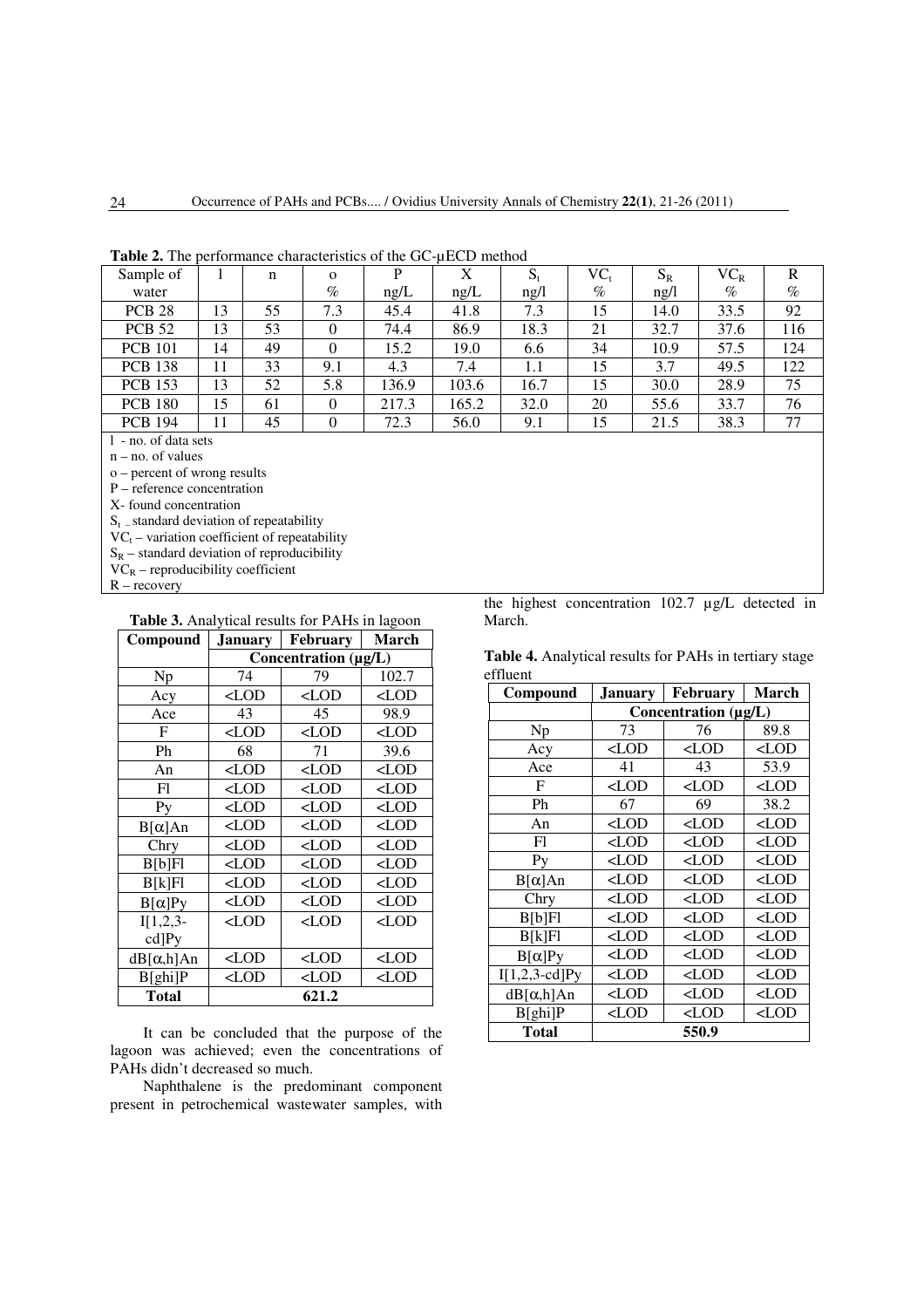**Table 2.** The performance characteristics of the GC-µECD method

| Sample of water | l | n | o % | P ng/L | X ng/L | $S_t$ ng/l | $VC_t$ % | $S_R$ ng/l | $VC_R$ % | R % |
|---|---|---|---|---|---|---|---|---|---|---|
| PCB 28 | 13 | 55 | 7.3 | 45.4 | 41.8 | 7.3 | 15 | 14.0 | 33.5 | 92 |
| PCB 52 | 13 | 53 | 0 | 74.4 | 86.9 | 18.3 | 21 | 32.7 | 37.6 | 116 |
| PCB 101 | 14 | 49 | 0 | 15.2 | 19.0 | 6.6 | 34 | 10.9 | 57.5 | 124 |
| PCB 138 | 11 | 33 | 9.1 | 4.3 | 7.4 | 1.1 | 15 | 3.7 | 49.5 | 122 |
| PCB 153 | 13 | 52 | 5.8 | 136.9 | 103.6 | 16.7 | 15 | 30.0 | 28.9 | 75 |
| PCB 180 | 15 | 61 | 0 | 217.3 | 165.2 | 32.0 | 20 | 55.6 | 33.7 | 76 |
| PCB 194 | 11 | 45 | 0 | 72.3 | 56.0 | 9.1 | 15 | 21.5 | 38.3 | 77 |

l - no. of data sets
n – no. of values
o – percent of wrong results
P – reference concentration
X- found concentration
$S_t$ – standard deviation of repeatability
$VC_t$ – variation coefficient of repeatability
$S_R$ – standard deviation of reproducibility
$VC_R$ – reproducibility coefficient
R – recovery

**Table 3.** Analytical results for PAHs in lagoon

| Compound | January | February | March |
|---|---|---|---|
| | Concentration (µg/L) | | |
| Np | 74 | 79 | 102.7 |
| Acy | <LOD | <LOD | <LOD |
| Ace | 43 | 45 | 98.9 |
| F | <LOD | <LOD | <LOD |
| Ph | 68 | 71 | 39.6 |
| An | <LOD | <LOD | <LOD |
| Fl | <LOD | <LOD | <LOD |
| Py | <LOD | <LOD | <LOD |
| B[α]An | <LOD | <LOD | <LOD |
| Chry | <LOD | <LOD | <LOD |
| B[b]Fl | <LOD | <LOD | <LOD |
| B[k]Fl | <LOD | <LOD | <LOD |
| B[α]Py | <LOD | <LOD | <LOD |
| I[1,2,3-cd]Py | <LOD | <LOD | <LOD |
| dB[α,h]An | <LOD | <LOD | <LOD |
| B[ghi]P | <LOD | <LOD | <LOD |
| **Total** | 621.2 | | |

It can be concluded that the purpose of the lagoon was achieved; even the concentrations of PAHs didn't decreased so much.

Naphthalene is the predominant component present in petrochemical wastewater samples, with the highest concentration 102.7 µg/L detected in March.

**Table 4.** Analytical results for PAHs in tertiary stage effluent

| Compound | January | February | March |
|---|---|---|---|
| | Concentration (µg/L) | | |
| Np | 73 | 76 | 89.8 |
| Acy | <LOD | <LOD | <LOD |
| Ace | 41 | 43 | 53.9 |
| F | <LOD | <LOD | <LOD |
| Ph | 67 | 69 | 38.2 |
| An | <LOD | <LOD | <LOD |
| Fl | <LOD | <LOD | <LOD |
| Py | <LOD | <LOD | <LOD |
| B[α]An | <LOD | <LOD | <LOD |
| Chry | <LOD | <LOD | <LOD |
| B[b]Fl | <LOD | <LOD | <LOD |
| B[k]Fl | <LOD | <LOD | <LOD |
| B[α]Py | <LOD | <LOD | <LOD |
| I[1,2,3-cd]Py | <LOD | <LOD | <LOD |
| dB[α,h]An | <LOD | <LOD | <LOD |
| B[ghi]P | <LOD | <LOD | <LOD |
| **Total** | 550.9 | | |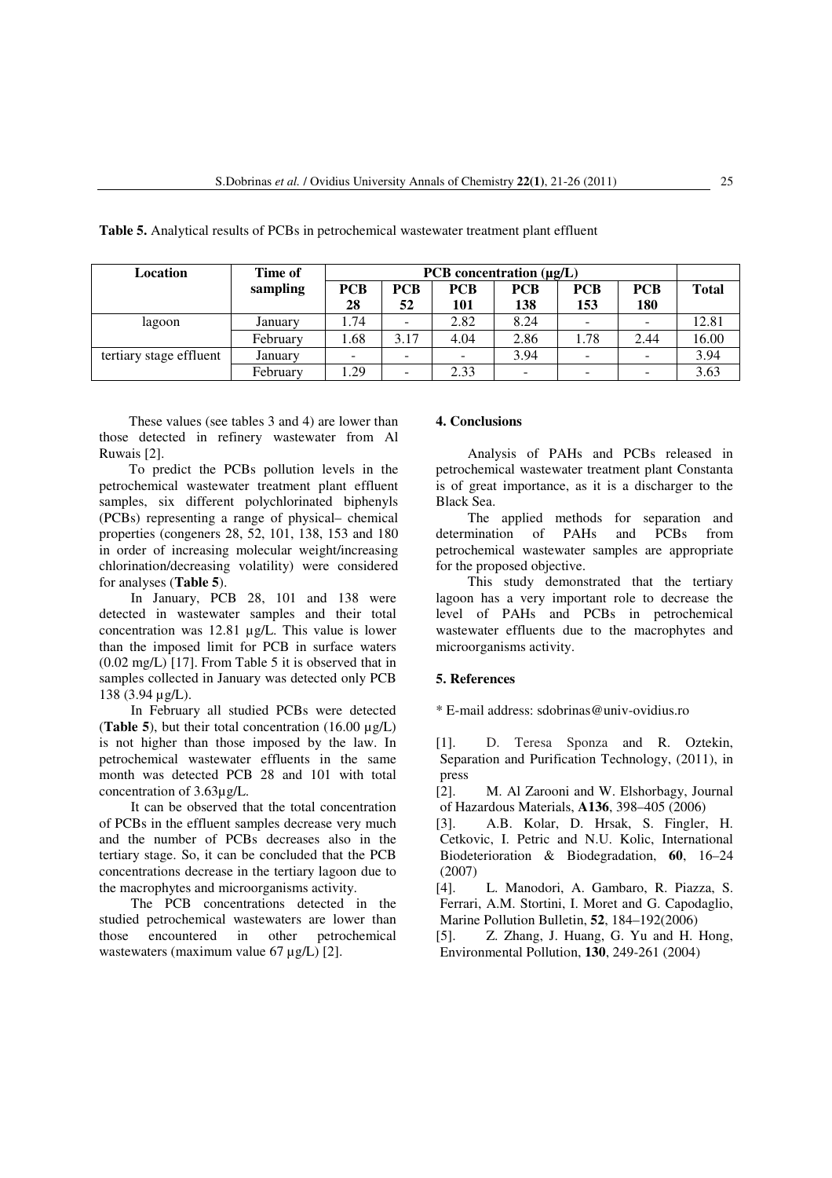**Table 5.** Analytical results of PCBs in petrochemical wastewater treatment plant effluent

| Location | Time of sampling | PCB concentration (µg/L) | | | | | | |
|---|---|---|---|---|---|---|---|---|
| | | PCB 28 | PCB 52 | PCB 101 | PCB 138 | PCB 153 | PCB 180 | Total |
| lagoon | January | 1.74 | - | 2.82 | 8.24 | - | - | 12.81 |
| | February | 1.68 | 3.17 | 4.04 | 2.86 | 1.78 | 2.44 | 16.00 |
| tertiary stage effluent | January | - | - | - | 3.94 | - | - | 3.94 |
| | February | 1.29 | - | 2.33 | - | - | - | 3.63 |

These values (see tables 3 and 4) are lower than those detected in refinery wastewater from Al Ruwais [2].

To predict the PCBs pollution levels in the petrochemical wastewater treatment plant effluent samples, six different polychlorinated biphenyls (PCBs) representing a range of physical– chemical properties (congeners 28, 52, 101, 138, 153 and 180 in order of increasing molecular weight/increasing chlorination/decreasing volatility) were considered for analyses (**Table 5**).

In January, PCB 28, 101 and 138 were detected in wastewater samples and their total concentration was 12.81 µg/L. This value is lower than the imposed limit for PCB in surface waters (0.02 mg/L) [17]. From Table 5 it is observed that in samples collected in January was detected only PCB 138 (3.94 µg/L).

In February all studied PCBs were detected (**Table 5**), but their total concentration (16.00 µg/L) is not higher than those imposed by the law. In petrochemical wastewater effluents in the same month was detected PCB 28 and 101 with total concentration of 3.63µg/L.

It can be observed that the total concentration of PCBs in the effluent samples decrease very much and the number of PCBs decreases also in the tertiary stage. So, it can be concluded that the PCB concentrations decrease in the tertiary lagoon due to the macrophytes and microorganisms activity.

The PCB concentrations detected in the studied petrochemical wastewaters are lower than those encountered in other petrochemical wastewaters (maximum value 67 µg/L) [2].

## 4. Conclusions

Analysis of PAHs and PCBs released in petrochemical wastewater treatment plant Constanta is of great importance, as it is a discharger to the Black Sea.

The applied methods for separation and determination of PAHs and PCBs from petrochemical wastewater samples are appropriate for the proposed objective.

This study demonstrated that the tertiary lagoon has a very important role to decrease the level of PAHs and PCBs in petrochemical wastewater effluents due to the macrophytes and microorganisms activity.

## 5. References

* E-mail address: sdobrinas@univ-ovidius.ro

[1]. D. Teresa Sponza and R. Oztekin, Separation and Purification Technology, (2011), in press

[2]. M. Al Zarooni and W. Elshorbagy, Journal of Hazardous Materials, **A136**, 398–405 (2006)

[3]. A.B. Kolar, D. Hrsak, S. Fingler, H. Cetkovic, I. Petric and N.U. Kolic, International Biodeterioration & Biodegradation, **60**, 16–24 (2007)

[4]. L. Manodori, A. Gambaro, R. Piazza, S. Ferrari, A.M. Stortini, I. Moret and G. Capodaglio, Marine Pollution Bulletin, **52**, 184–192(2006)

[5]. Z. Zhang, J. Huang, G. Yu and H. Hong, Environmental Pollution, **130**, 249-261 (2004)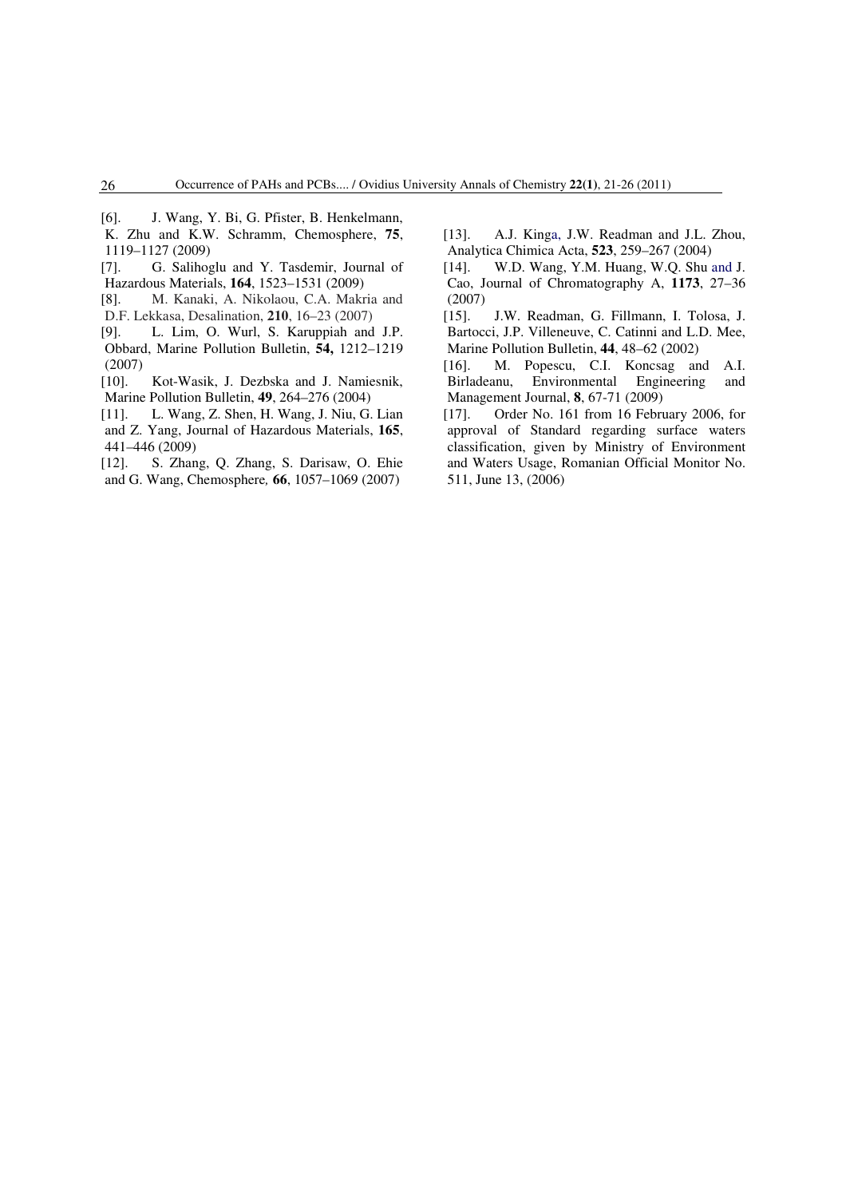[6]. J. Wang, Y. Bi, G. Pfister, B. Henkelmann, K. Zhu and K.W. Schramm, Chemosphere, **75**, 1119–1127 (2009)

[7]. G. Salihoglu and Y. Tasdemir, Journal of Hazardous Materials, **164**, 1523–1531 (2009)

[8]. M. Kanaki, A. Nikolaou, C.A. Makria and D.F. Lekkasa, Desalination, **210**, 16–23 (2007)

[9]. L. Lim, O. Wurl, S. Karuppiah and J.P. Obbard, Marine Pollution Bulletin, **54,** 1212–1219 (2007)

[10]. Kot-Wasik, J. Dezbska and J. Namiesnik, Marine Pollution Bulletin, **49**, 264–276 (2004)

[11]. L. Wang, Z. Shen, H. Wang, J. Niu, G. Lian and Z. Yang, Journal of Hazardous Materials, **165**, 441–446 (2009)

[12]. S. Zhang, Q. Zhang, S. Darisaw, O. Ehie and G. Wang, Chemosphere*,* **66**, 1057–1069 (2007)

[13]. A.J. Kinga, J.W. Readman and J.L. Zhou, Analytica Chimica Acta, **523**, 259–267 (2004)

[14]. W.D. Wang, Y.M. Huang, W.Q. Shu and J. Cao, Journal of Chromatography A, **1173**, 27–36 (2007)

[15]. J.W. Readman, G. Fillmann, I. Tolosa, J. Bartocci, J.P. Villeneuve, C. Catinni and L.D. Mee, Marine Pollution Bulletin, **44**, 48–62 (2002)

[16]. M. Popescu, C.I. Koncsag and A.I. Birladeanu, Environmental Engineering and Management Journal, **8**, 67-71 (2009)

[17]. Order No. 161 from 16 February 2006, for approval of Standard regarding surface waters classification, given by Ministry of Environment and Waters Usage, Romanian Official Monitor No. 511, June 13, (2006)